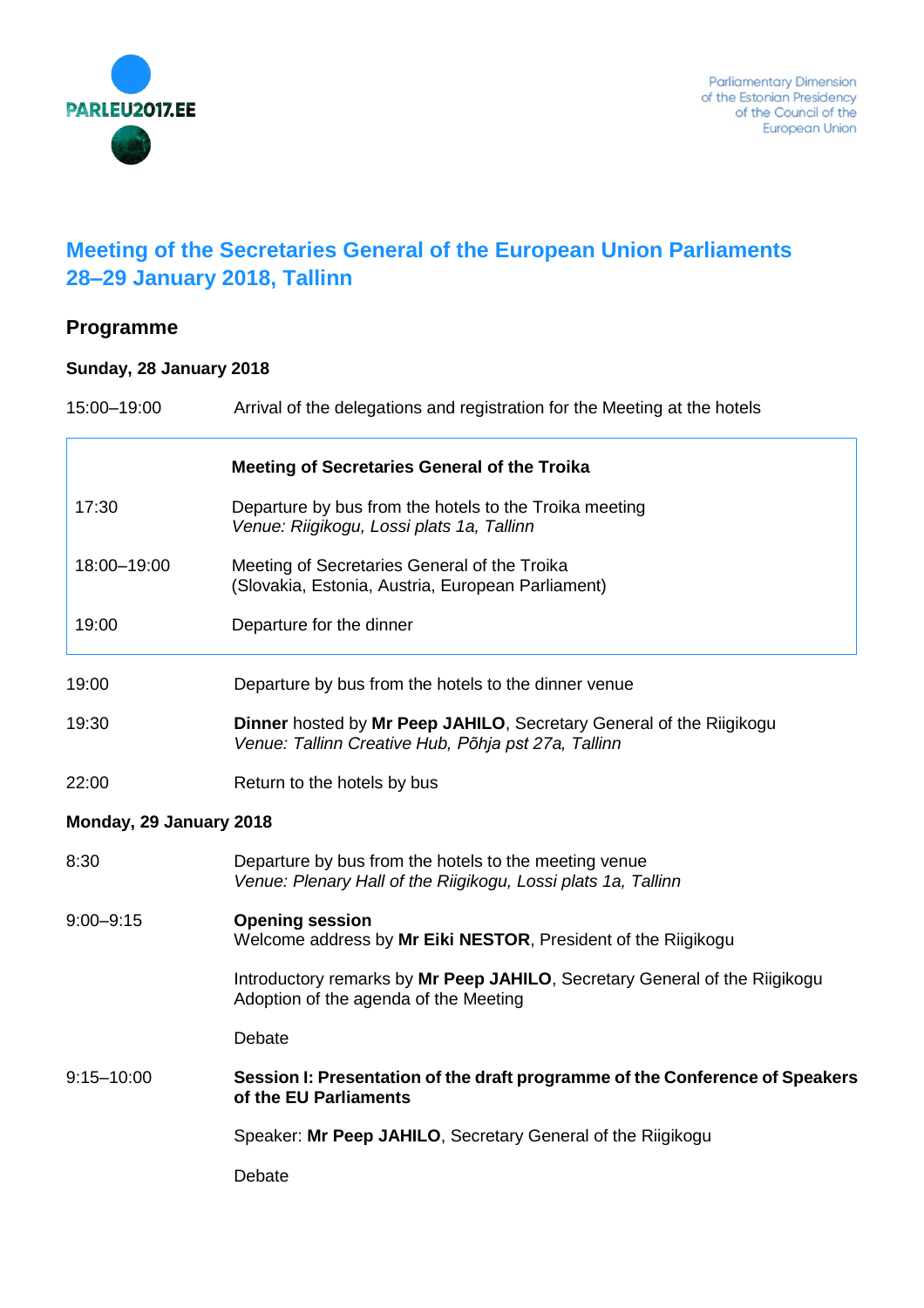PARLEU2017.EE

Parliamentary Dimension of the Estonian Presidency of the Council of the European Union

# Meeting of the Secretaries General of the European Union Parliaments 28–29 January 2018, Tallinn

## Programme

### Sunday, 28 January 2018

| | |
|---|---|
| 15:00–19:00 | Arrival of the delegations and registration for the Meeting at the hotels |

| | |
|---|---|
| | **Meeting of Secretaries General of the Troika** |
| 17:30 | Departure by bus from the hotels to the Troika meeting<br>*Venue: Riigikogu, Lossi plats 1a, Tallinn* |
| 18:00–19:00 | Meeting of Secretaries General of the Troika<br>(Slovakia, Estonia, Austria, European Parliament) |
| 19:00 | Departure for the dinner |

| | |
|---|---|
| 19:00 | Departure by bus from the hotels to the dinner venue |
| 19:30 | **Dinner** hosted by **Mr Peep JAHILO**, Secretary General of the Riigikogu<br>*Venue: Tallinn Creative Hub, Põhja pst 27a, Tallinn* |
| 22:00 | Return to the hotels by bus |

### Monday, 29 January 2018

| | |
|---|---|
| 8:30 | Departure by bus from the hotels to the meeting venue<br>*Venue: Plenary Hall of the Riigikogu, Lossi plats 1a, Tallinn* |
| 9:00–9:15 | **Opening session**<br>Welcome address by **Mr Eiki NESTOR**, President of the Riigikogu<br><br>Introductory remarks by **Mr Peep JAHILO**, Secretary General of the Riigikogu<br>Adoption of the agenda of the Meeting<br><br>Debate |
| 9:15–10:00 | **Session I: Presentation of the draft programme of the Conference of Speakers of the EU Parliaments**<br><br>Speaker: **Mr Peep JAHILO**, Secretary General of the Riigikogu<br><br>Debate |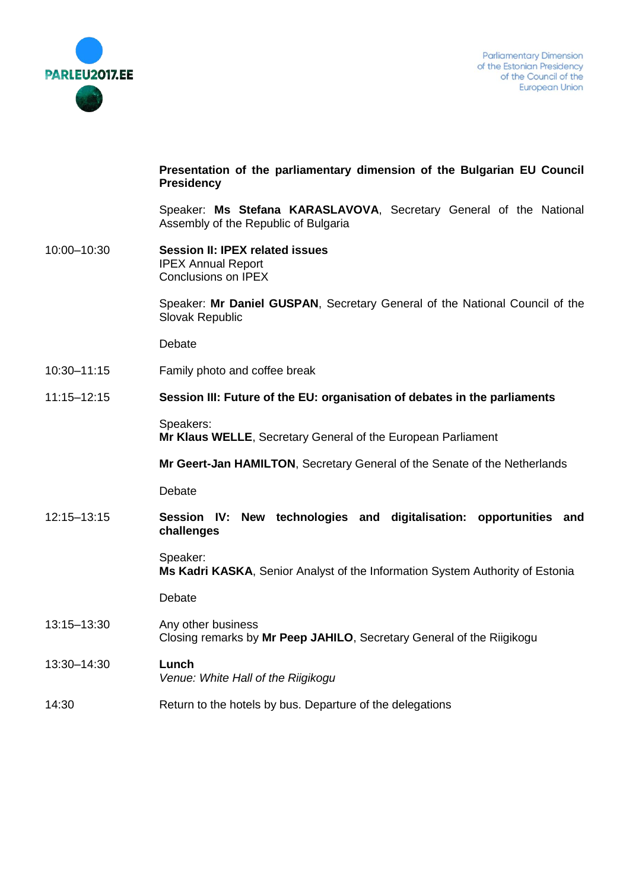| | |
|---|---|
| | **Presentation of the parliamentary dimension of the Bulgarian EU Council Presidency** |
| | Speaker: **Ms Stefana KARASLAVOVA**, Secretary General of the National Assembly of the Republic of Bulgaria |
| 10:00–10:30 | **Session II: IPEX related issues**<br>IPEX Annual Report<br>Conclusions on IPEX |
| | Speaker: **Mr Daniel GUSPAN**, Secretary General of the National Council of the Slovak Republic |
| | Debate |
| 10:30–11:15 | Family photo and coffee break |
| 11:15–12:15 | **Session III: Future of the EU: organisation of debates in the parliaments** |
| | Speakers:<br>**Mr Klaus WELLE**, Secretary General of the European Parliament |
| | **Mr Geert-Jan HAMILTON**, Secretary General of the Senate of the Netherlands |
| | Debate |
| 12:15–13:15 | **Session IV: New technologies and digitalisation: opportunities and challenges** |
| | Speaker:<br>**Ms Kadri KASKA**, Senior Analyst of the Information System Authority of Estonia |
| | Debate |
| 13:15–13:30 | Any other business<br>Closing remarks by **Mr Peep JAHILO**, Secretary General of the Riigikogu |
| 13:30–14:30 | **Lunch**<br>*Venue: White Hall of the Riigikogu* |
| 14:30 | Return to the hotels by bus. Departure of the delegations |